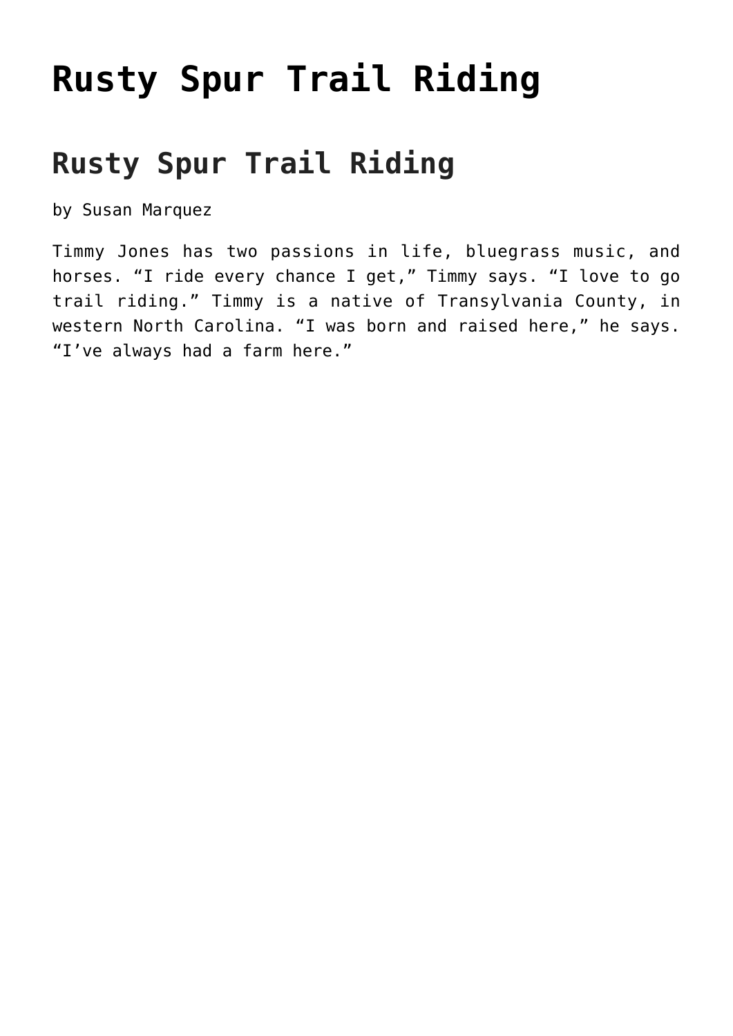# Rusty Spur Trail Riding

## Rusty Spur Trail Riding

by Susan Marquez

Timmy Jones has two passions in life, bluegrass music, and horses. “I ride every chance I get,” Timmy says. “I love to go trail riding.” Timmy is a native of Transylvania County, in western North Carolina. “I was born and raised here,” he says. “I’ve always had a farm here.”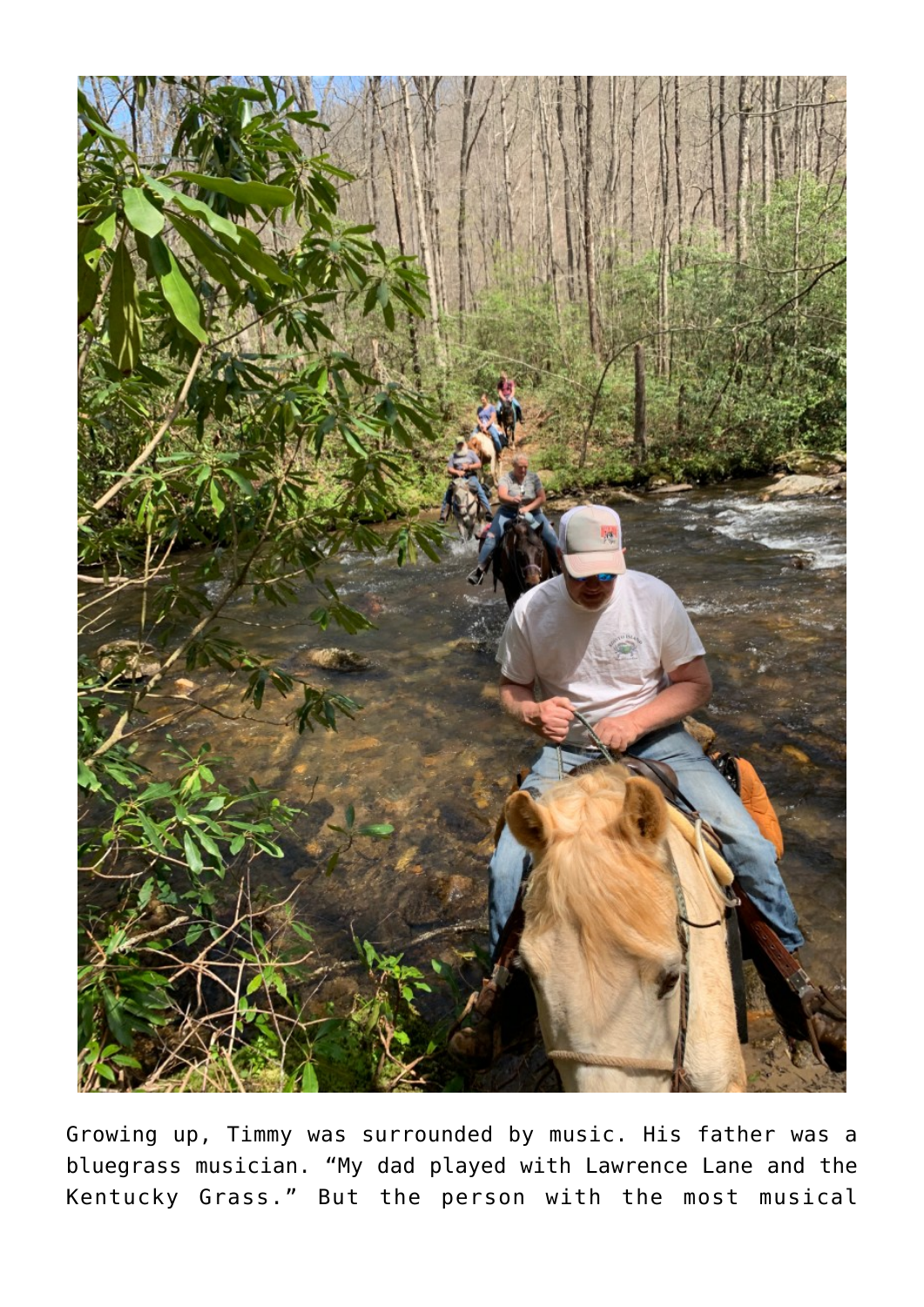Growing up, Timmy was surrounded by music. His father was a bluegrass musician. “My dad played with Lawrence Lane and the Kentucky Grass.” But the person with the most musical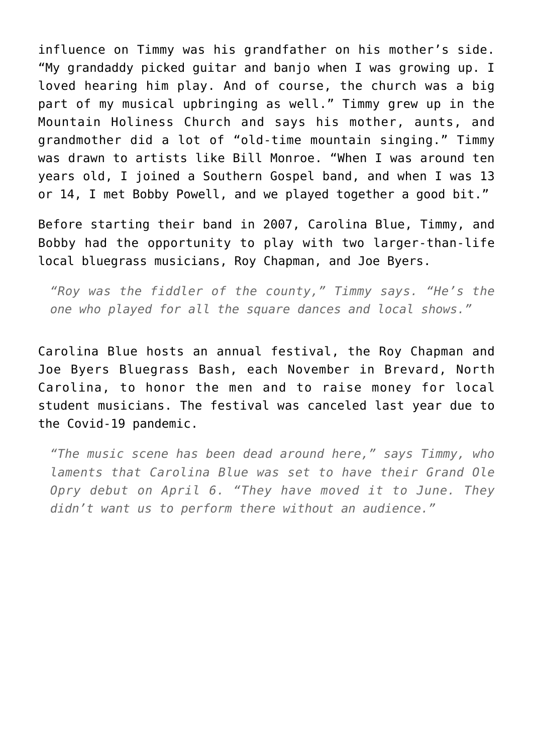influence on Timmy was his grandfather on his mother's side. "My grandaddy picked guitar and banjo when I was growing up. I loved hearing him play. And of course, the church was a big part of my musical upbringing as well." Timmy grew up in the Mountain Holiness Church and says his mother, aunts, and grandmother did a lot of "old-time mountain singing." Timmy was drawn to artists like Bill Monroe. "When I was around ten years old, I joined a Southern Gospel band, and when I was 13 or 14, I met Bobby Powell, and we played together a good bit."

Before starting their band in 2007, Carolina Blue, Timmy, and Bobby had the opportunity to play with two larger-than-life local bluegrass musicians, Roy Chapman, and Joe Byers.

> *"Roy was the fiddler of the county," Timmy says. "He's the one who played for all the square dances and local shows."*

Carolina Blue hosts an annual festival, the Roy Chapman and Joe Byers Bluegrass Bash, each November in Brevard, North Carolina, to honor the men and to raise money for local student musicians. The festival was canceled last year due to the Covid-19 pandemic.

> *"The music scene has been dead around here," says Timmy, who laments that Carolina Blue was set to have their Grand Ole Opry debut on April 6. "They have moved it to June. They didn't want us to perform there without an audience."*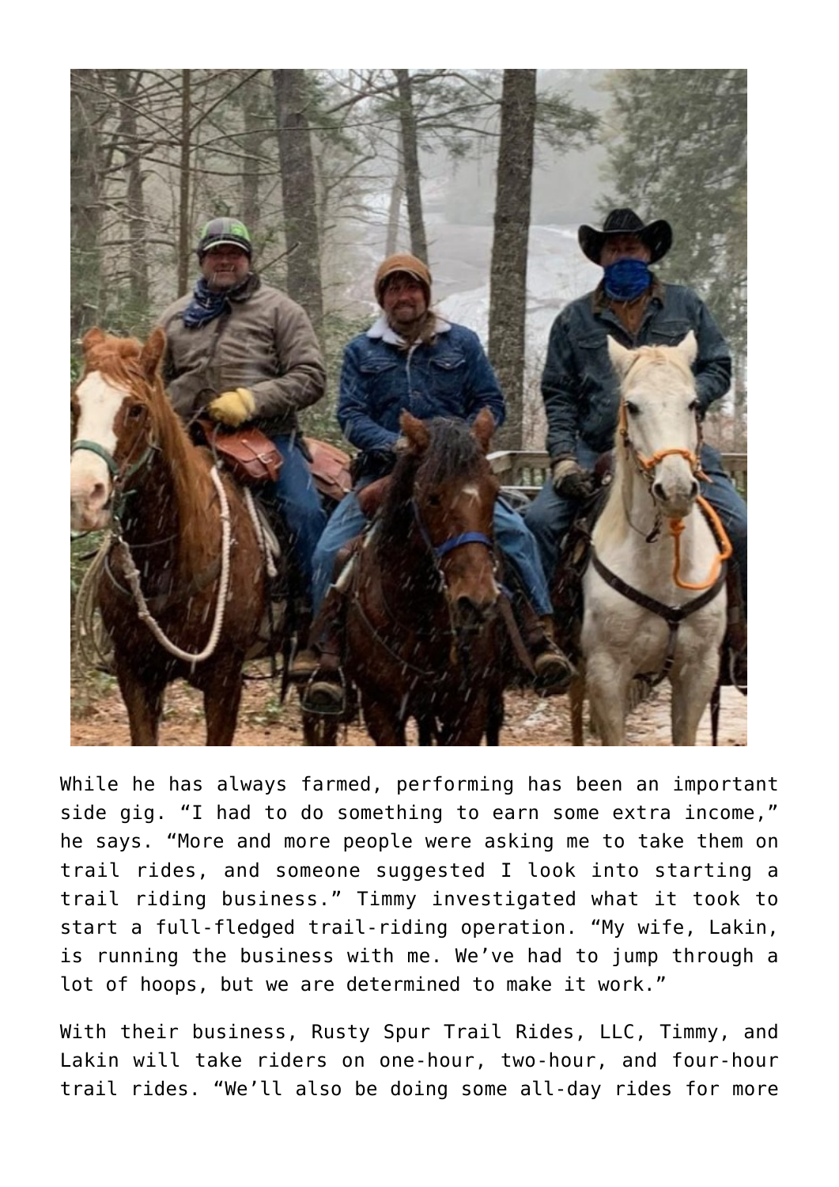While he has always farmed, performing has been an important side gig. "I had to do something to earn some extra income," he says. "More and more people were asking me to take them on trail rides, and someone suggested I look into starting a trail riding business." Timmy investigated what it took to start a full-fledged trail-riding operation. "My wife, Lakin, is running the business with me. We've had to jump through a lot of hoops, but we are determined to make it work."

With their business, Rusty Spur Trail Rides, LLC, Timmy, and Lakin will take riders on one-hour, two-hour, and four-hour trail rides. "We'll also be doing some all-day rides for more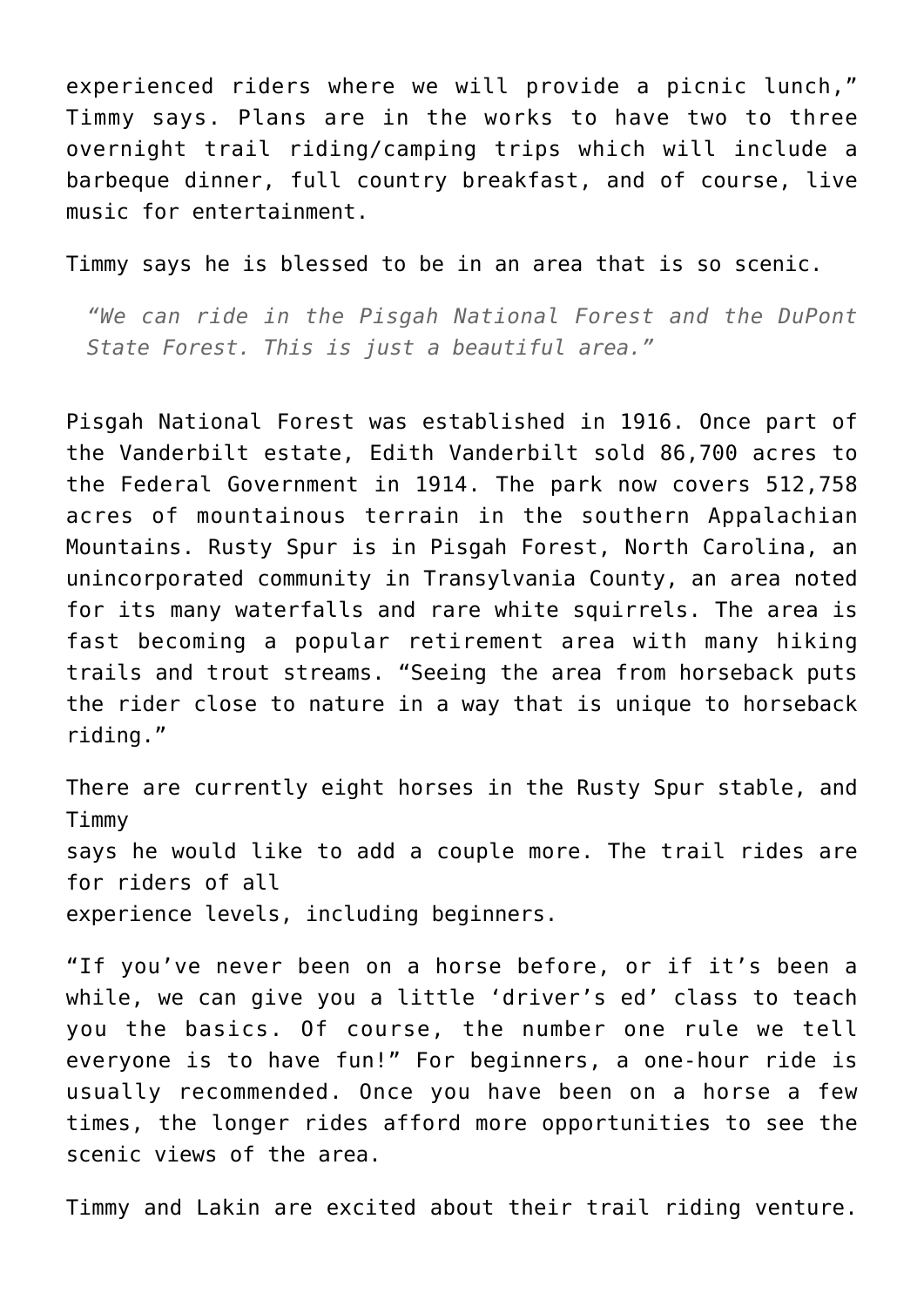experienced riders where we will provide a picnic lunch," Timmy says. Plans are in the works to have two to three overnight trail riding/camping trips which will include a barbeque dinner, full country breakfast, and of course, live music for entertainment.

Timmy says he is blessed to be in an area that is so scenic.

> *"We can ride in the Pisgah National Forest and the DuPont State Forest. This is just a beautiful area."*

Pisgah National Forest was established in 1916. Once part of the Vanderbilt estate, Edith Vanderbilt sold 86,700 acres to the Federal Government in 1914. The park now covers 512,758 acres of mountainous terrain in the southern Appalachian Mountains. Rusty Spur is in Pisgah Forest, North Carolina, an unincorporated community in Transylvania County, an area noted for its many waterfalls and rare white squirrels. The area is fast becoming a popular retirement area with many hiking trails and trout streams. "Seeing the area from horseback puts the rider close to nature in a way that is unique to horseback riding."

There are currently eight horses in the Rusty Spur stable, and Timmy says he would like to add a couple more. The trail rides are for riders of all experience levels, including beginners.

"If you've never been on a horse before, or if it's been a while, we can give you a little 'driver's ed' class to teach you the basics. Of course, the number one rule we tell everyone is to have fun!" For beginners, a one-hour ride is usually recommended. Once you have been on a horse a few times, the longer rides afford more opportunities to see the scenic views of the area.

Timmy and Lakin are excited about their trail riding venture.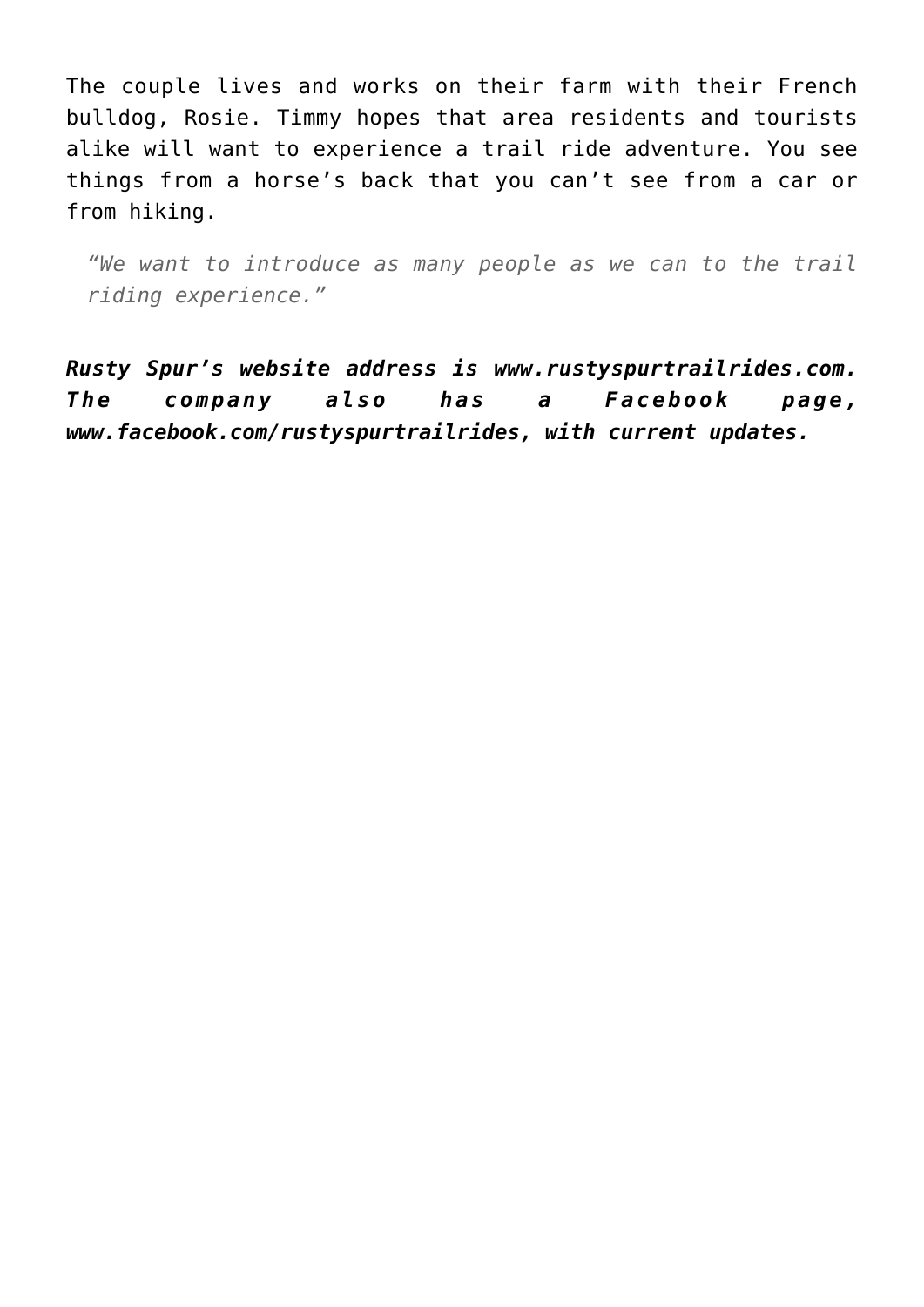The couple lives and works on their farm with their French bulldog, Rosie. Timmy hopes that area residents and tourists alike will want to experience a trail ride adventure. You see things from a horse's back that you can't see from a car or from hiking.

> *"We want to introduce as many people as we can to the trail riding experience."*

***Rusty Spur's website address is www.rustyspurtrailrides.com. The company also has a Facebook page, www.facebook.com/rustyspurtrailrides, with current updates.***